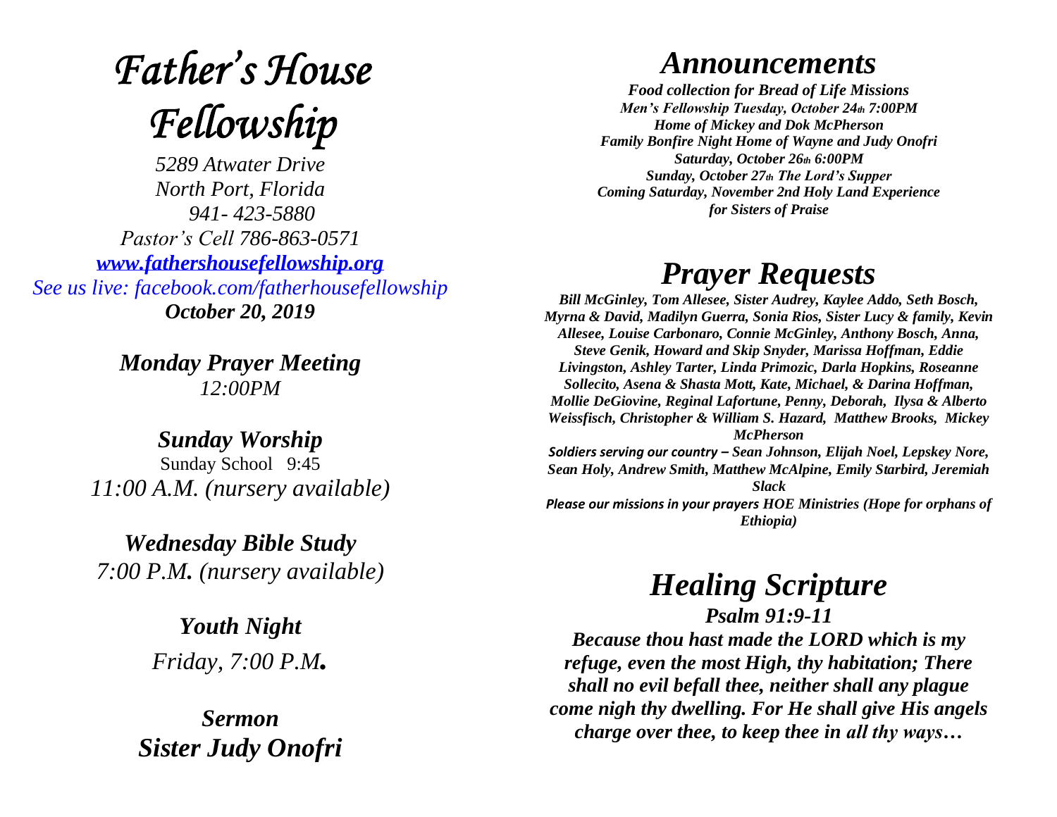# *Father's House Fellowship*

*5289 Atwater Drive*
*North Port, Florida*
*941- 423-5880*
*Pastor's Cell 786-863-0571*
*www.fathershousefellowship.org*
*See us live: facebook.com/fatherhousefellowship*
***October 20, 2019***

***Monday Prayer Meeting***
*12:00PM*

***Sunday Worship***
Sunday School 9:45
*11:00 A.M. (nursery available)*

***Wednesday Bible Study***
*7:00 P.M. (nursery available)*

***Youth Night***
*Friday, 7:00 P.M.*

***Sermon***
***Sister Judy Onofri***

# *Announcements*

***Food collection for Bread of Life Missions***
***Men's Fellowship Tuesday, October 24th 7:00PM***
***Home of Mickey and Dok McPherson***
***Family Bonfire Night Home of Wayne and Judy Onofri***
***Saturday, October 26th 6:00PM***
***Sunday, October 27th The Lord's Supper***
***Coming Saturday, November 2nd Holy Land Experience for Sisters of Praise***

# *Prayer Requests*

***Bill McGinley, Tom Allesee, Sister Audrey, Kaylee Addo, Seth Bosch, Myrna & David, Madilyn Guerra, Sonia Rios, Sister Lucy & family, Kevin Allesee, Louise Carbonaro, Connie McGinley, Anthony Bosch, Anna, Steve Genik, Howard and Skip Snyder, Marissa Hoffman, Eddie Livingston, Ashley Tarter, Linda Primozic, Darla Hopkins, Roseanne Sollecito, Asena & Shasta Mott, Kate, Michael, & Darina Hoffman, Mollie DeGiovine, Reginal Lafortune, Penny, Deborah, Ilysa & Alberto Weissfisch, Christopher & William S. Hazard, Matthew Brooks, Mickey McPherson***

***Soldiers serving our country – Sean Johnson, Elijah Noel, Lepskey Nore, Sean Holy, Andrew Smith, Matthew McAlpine, Emily Starbird, Jeremiah Slack***

***Please our missions in your prayers HOE Ministries (Hope for orphans of Ethiopia)***

# *Healing Scripture*

***Psalm 91:9-11***

***Because thou hast made the LORD which is my refuge, even the most High, thy habitation; There shall no evil befall thee, neither shall any plague come nigh thy dwelling. For He shall give His angels charge over thee, to keep thee in all thy ways…***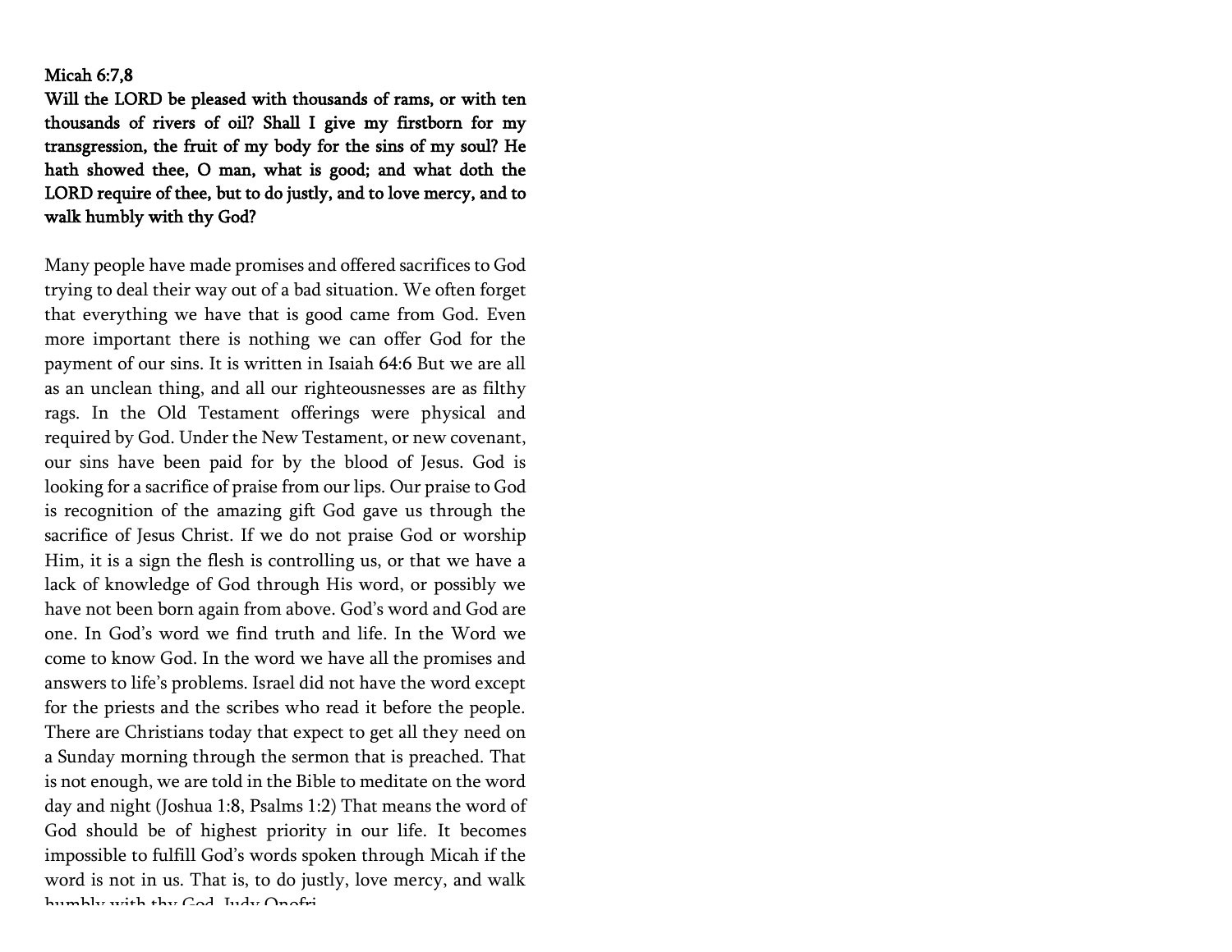**Micah 6:7,8**

**Will the LORD be pleased with thousands of rams, or with ten thousands of rivers of oil? Shall I give my firstborn for my transgression, the fruit of my body for the sins of my soul? He hath showed thee, O man, what is good; and what doth the LORD require of thee, but to do justly, and to love mercy, and to walk humbly with thy God?**

Many people have made promises and offered sacrifices to God trying to deal their way out of a bad situation. We often forget that everything we have that is good came from God. Even more important there is nothing we can offer God for the payment of our sins. It is written in Isaiah 64:6 But we are all as an unclean thing, and all our righteousnesses are as filthy rags. In the Old Testament offerings were physical and required by God. Under the New Testament, or new covenant, our sins have been paid for by the blood of Jesus. God is looking for a sacrifice of praise from our lips. Our praise to God is recognition of the amazing gift God gave us through the sacrifice of Jesus Christ. If we do not praise God or worship Him, it is a sign the flesh is controlling us, or that we have a lack of knowledge of God through His word, or possibly we have not been born again from above. God's word and God are one. In God's word we find truth and life. In the Word we come to know God. In the word we have all the promises and answers to life's problems. Israel did not have the word except for the priests and the scribes who read it before the people. There are Christians today that expect to get all they need on a Sunday morning through the sermon that is preached. That is not enough, we are told in the Bible to meditate on the word day and night (Joshua 1:8, Psalms 1:2) That means the word of God should be of highest priority in our life. It becomes impossible to fulfill God's words spoken through Micah if the word is not in us. That is, to do justly, love mercy, and walk humbly with thy God. Judy Onofri